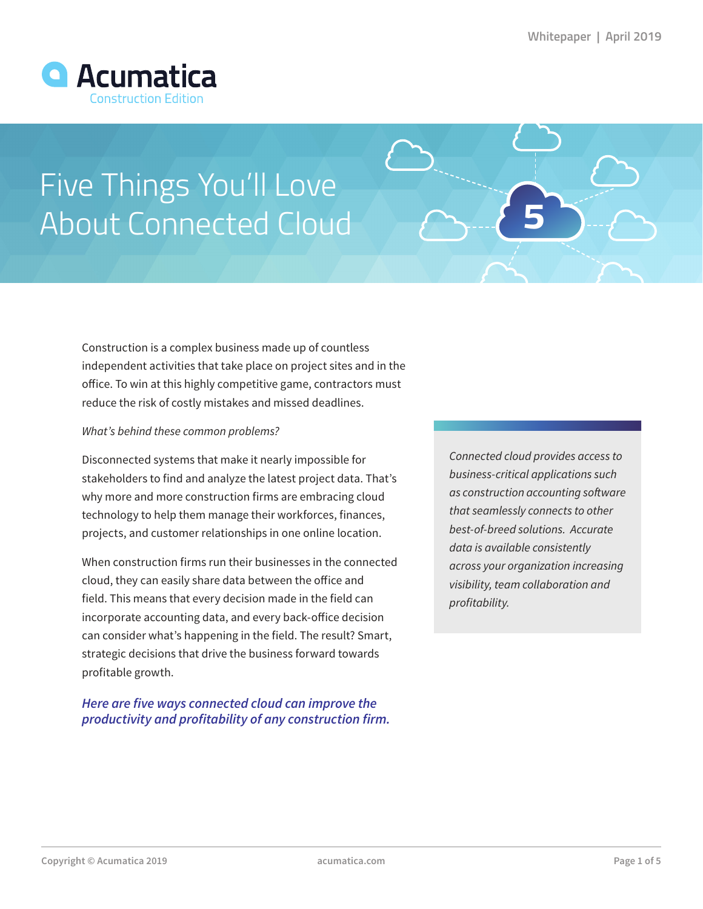Whitepaper | April 2019

Acumatica
Construction Edition

# Five Things You'll Love About Connected Cloud

Construction is a complex business made up of countless independent activities that take place on project sites and in the office. To win at this highly competitive game, contractors must reduce the risk of costly mistakes and missed deadlines.

*What's behind these common problems?*

Disconnected systems that make it nearly impossible for stakeholders to find and analyze the latest project data. That's why more and more construction firms are embracing cloud technology to help them manage their workforces, finances, projects, and customer relationships in one online location.

When construction firms run their businesses in the connected cloud, they can easily share data between the office and field. This means that every decision made in the field can incorporate accounting data, and every back-office decision can consider what's happening in the field. The result? Smart, strategic decisions that drive the business forward towards profitable growth.

***Here are five ways connected cloud can improve the productivity and profitability of any construction firm.***

> *Connected cloud provides access to business-critical applications such as construction accounting software that seamlessly connects to other best-of-breed solutions. Accurate data is available consistently across your organization increasing visibility, team collaboration and profitability.*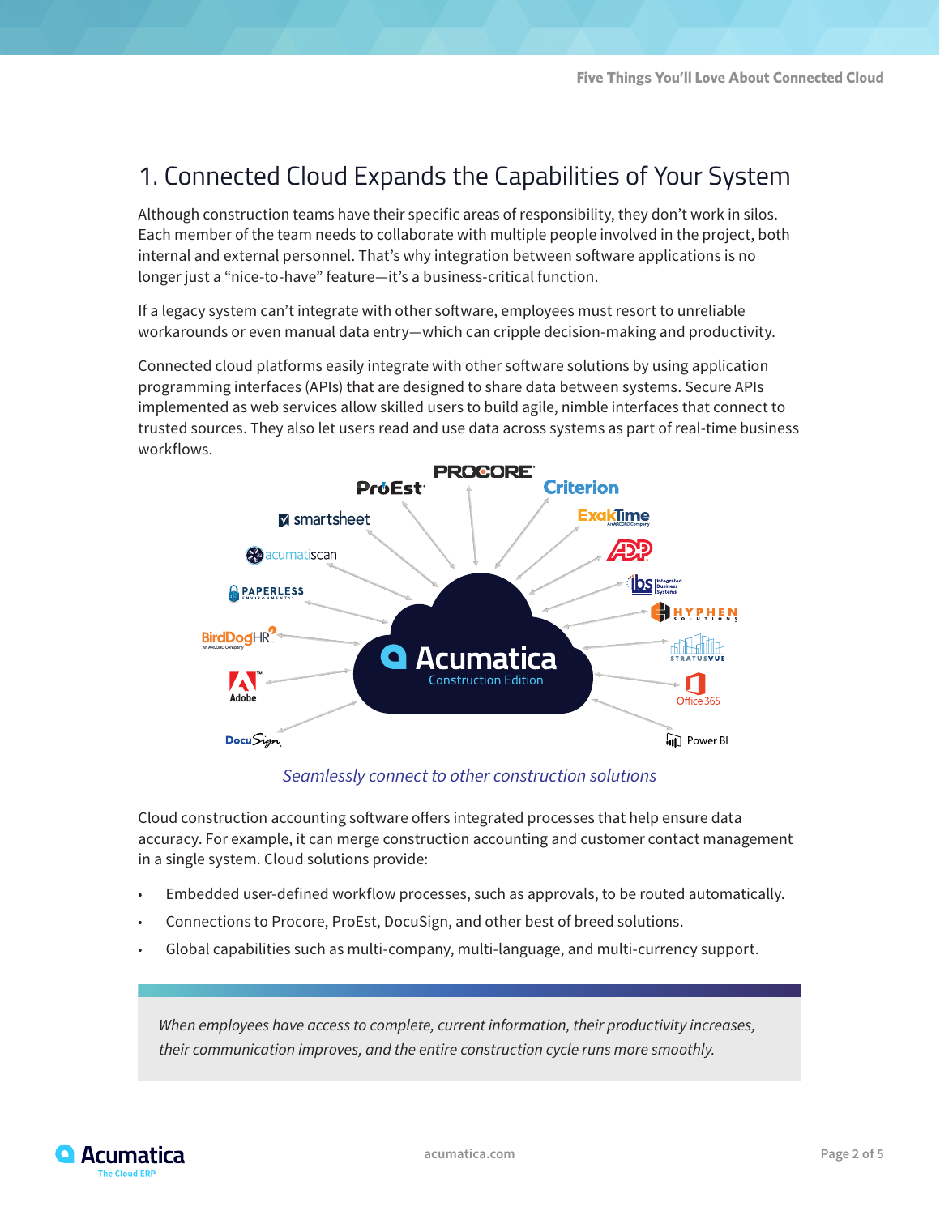# 1. Connected Cloud Expands the Capabilities of Your System

Although construction teams have their specific areas of responsibility, they don't work in silos. Each member of the team needs to collaborate with multiple people involved in the project, both internal and external personnel. That's why integration between software applications is no longer just a "nice-to-have" feature—it's a business-critical function.

If a legacy system can't integrate with other software, employees must resort to unreliable workarounds or even manual data entry—which can cripple decision-making and productivity.

Connected cloud platforms easily integrate with other software solutions by using application programming interfaces (APIs) that are designed to share data between systems. Secure APIs implemented as web services allow skilled users to build agile, nimble interfaces that connect to trusted sources. They also let users read and use data across systems as part of real-time business workflows.

*Seamlessly connect to other construction solutions*

Cloud construction accounting software offers integrated processes that help ensure data accuracy. For example, it can merge construction accounting and customer contact management in a single system. Cloud solutions provide:

- Embedded user-defined workflow processes, such as approvals, to be routed automatically.
- Connections to Procore, ProEst, DocuSign, and other best of breed solutions.
- Global capabilities such as multi-company, multi-language, and multi-currency support.

*When employees have access to complete, current information, their productivity increases, their communication improves, and the entire construction cycle runs more smoothly.*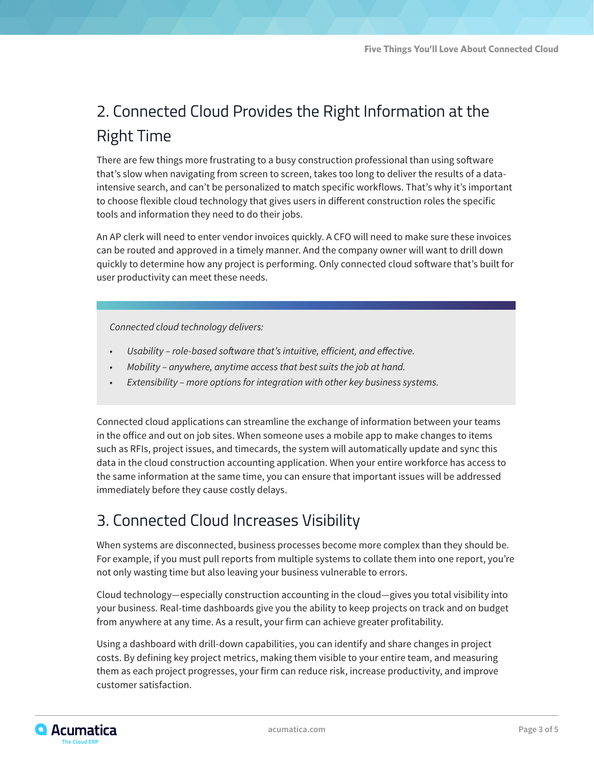## 2. Connected Cloud Provides the Right Information at the Right Time

There are few things more frustrating to a busy construction professional than using software that's slow when navigating from screen to screen, takes too long to deliver the results of a data-intensive search, and can't be personalized to match specific workflows. That's why it's important to choose flexible cloud technology that gives users in different construction roles the specific tools and information they need to do their jobs.

An AP clerk will need to enter vendor invoices quickly. A CFO will need to make sure these invoices can be routed and approved in a timely manner. And the company owner will want to drill down quickly to determine how any project is performing. Only connected cloud software that's built for user productivity can meet these needs.

*Connected cloud technology delivers:*

- *Usability – role-based software that's intuitive, efficient, and effective.*
- *Mobility – anywhere, anytime access that best suits the job at hand.*
- *Extensibility – more options for integration with other key business systems.*

Connected cloud applications can streamline the exchange of information between your teams in the office and out on job sites. When someone uses a mobile app to make changes to items such as RFIs, project issues, and timecards, the system will automatically update and sync this data in the cloud construction accounting application. When your entire workforce has access to the same information at the same time, you can ensure that important issues will be addressed immediately before they cause costly delays.

## 3. Connected Cloud Increases Visibility

When systems are disconnected, business processes become more complex than they should be. For example, if you must pull reports from multiple systems to collate them into one report, you're not only wasting time but also leaving your business vulnerable to errors.

Cloud technology—especially construction accounting in the cloud—gives you total visibility into your business. Real-time dashboards give you the ability to keep projects on track and on budget from anywhere at any time. As a result, your firm can achieve greater profitability.

Using a dashboard with drill-down capabilities, you can identify and share changes in project costs. By defining key project metrics, making them visible to your entire team, and measuring them as each project progresses, your firm can reduce risk, increase productivity, and improve customer satisfaction.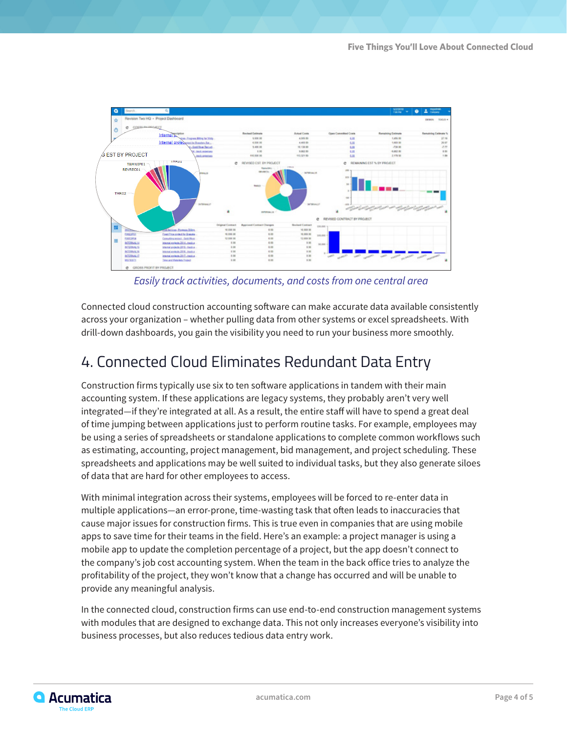*Easily track activities, documents, and costs from one central area*

Connected cloud construction accounting software can make accurate data available consistently across your organization – whether pulling data from other systems or excel spreadsheets. With drill-down dashboards, you gain the visibility you need to run your business more smoothly.

## 4. Connected Cloud Eliminates Redundant Data Entry

Construction firms typically use six to ten software applications in tandem with their main accounting system. If these applications are legacy systems, they probably aren't very well integrated—if they're integrated at all. As a result, the entire staff will have to spend a great deal of time jumping between applications just to perform routine tasks. For example, employees may be using a series of spreadsheets or standalone applications to complete common workflows such as estimating, accounting, project management, bid management, and project scheduling. These spreadsheets and applications may be well suited to individual tasks, but they also generate siloes of data that are hard for other employees to access.

With minimal integration across their systems, employees will be forced to re-enter data in multiple applications—an error-prone, time-wasting task that often leads to inaccuracies that cause major issues for construction firms. This is true even in companies that are using mobile apps to save time for their teams in the field. Here's an example: a project manager is using a mobile app to update the completion percentage of a project, but the app doesn't connect to the company's job cost accounting system. When the team in the back office tries to analyze the profitability of the project, they won't know that a change has occurred and will be unable to provide any meaningful analysis.

In the connected cloud, construction firms can use end-to-end construction management systems with modules that are designed to exchange data. This not only increases everyone's visibility into business processes, but also reduces tedious data entry work.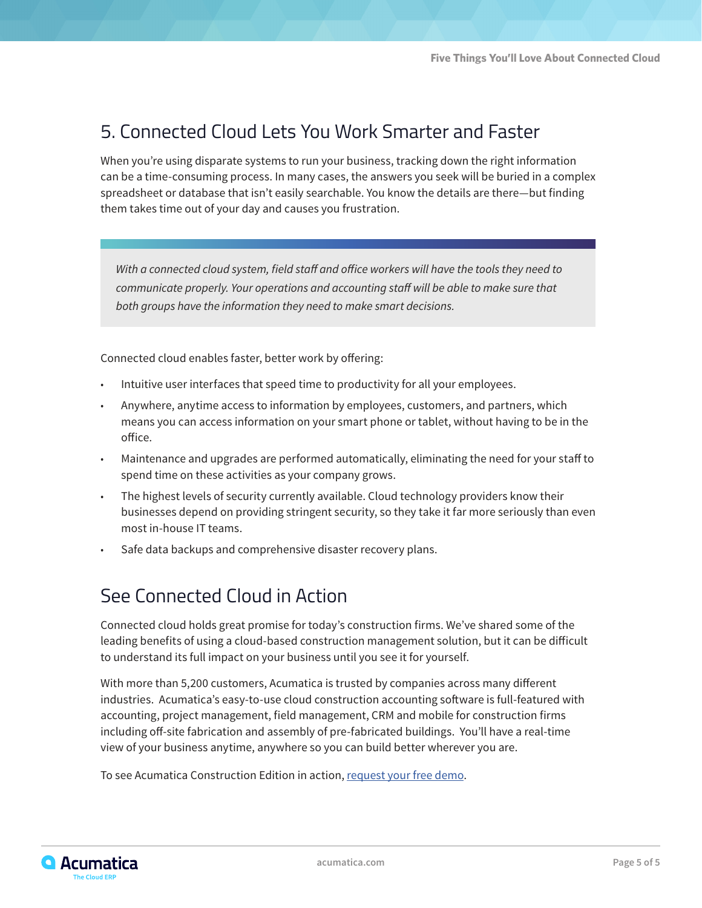## 5. Connected Cloud Lets You Work Smarter and Faster

When you're using disparate systems to run your business, tracking down the right information can be a time-consuming process. In many cases, the answers you seek will be buried in a complex spreadsheet or database that isn't easily searchable. You know the details are there—but finding them takes time out of your day and causes you frustration.

> *With a connected cloud system, field staff and office workers will have the tools they need to communicate properly. Your operations and accounting staff will be able to make sure that both groups have the information they need to make smart decisions.*

Connected cloud enables faster, better work by offering:

- Intuitive user interfaces that speed time to productivity for all your employees.
- Anywhere, anytime access to information by employees, customers, and partners, which means you can access information on your smart phone or tablet, without having to be in the office.
- Maintenance and upgrades are performed automatically, eliminating the need for your staff to spend time on these activities as your company grows.
- The highest levels of security currently available. Cloud technology providers know their businesses depend on providing stringent security, so they take it far more seriously than even most in-house IT teams.
- Safe data backups and comprehensive disaster recovery plans.

## See Connected Cloud in Action

Connected cloud holds great promise for today's construction firms. We've shared some of the leading benefits of using a cloud-based construction management solution, but it can be difficult to understand its full impact on your business until you see it for yourself.

With more than 5,200 customers, Acumatica is trusted by companies across many different industries. Acumatica's easy-to-use cloud construction accounting software is full-featured with accounting, project management, field management, CRM and mobile for construction firms including off-site fabrication and assembly of pre-fabricated buildings. You'll have a real-time view of your business anytime, anywhere so you can build better wherever you are.

To see Acumatica Construction Edition in action, request your free demo.